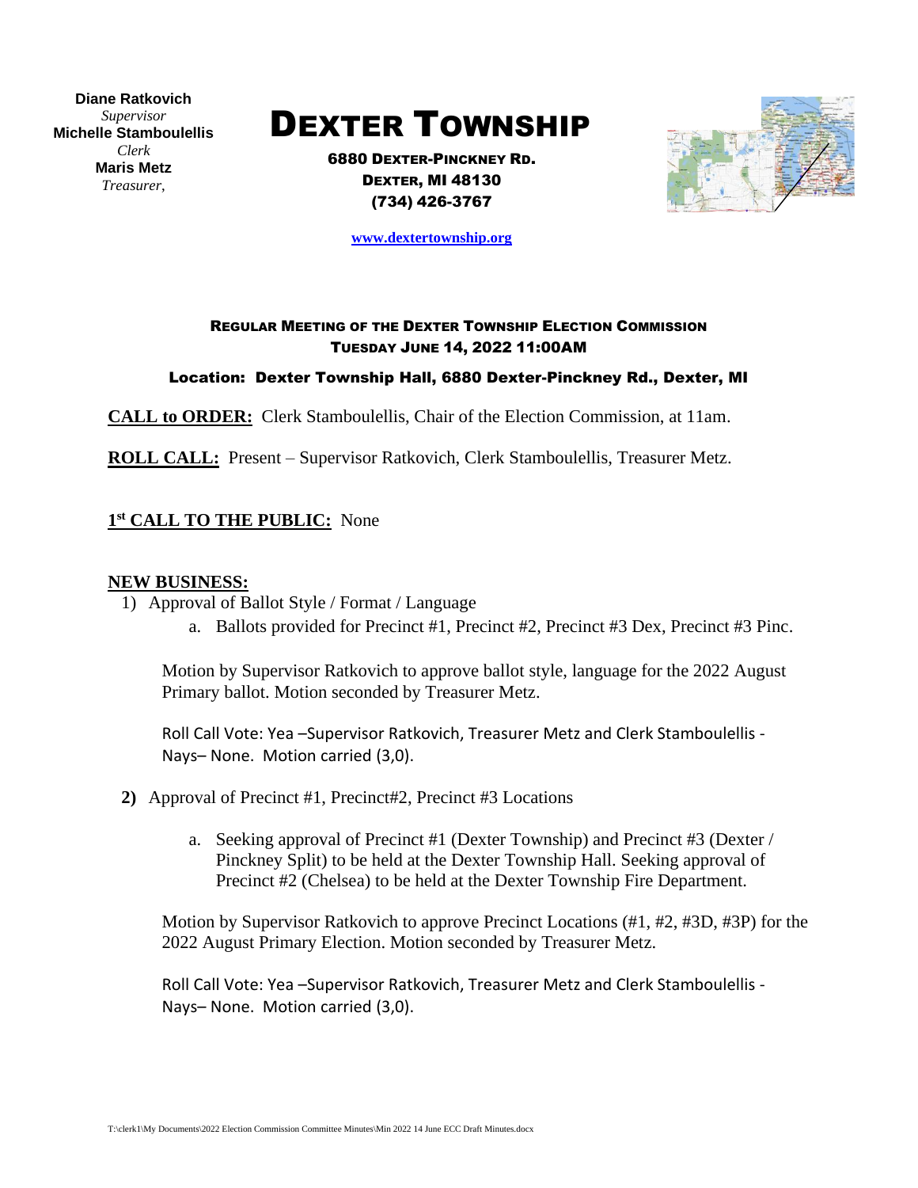**Diane Ratkovich**
*Supervisor*
**Michelle Stamboulellis**
*Clerk*
**Maris Metz**
*Treasurer,*

# DEXTER TOWNSHIP

**6880 DEXTER-PINCKNEY RD.**
**DEXTER, MI 48130**
**(734) 426-3767**

www.dextertownship.org

### REGULAR MEETING OF THE DEXTER TOWNSHIP ELECTION COMMISSION
### TUESDAY JUNE 14, 2022 11:00AM

**Location: Dexter Township Hall, 6880 Dexter-Pinckney Rd., Dexter, MI**

**CALL to ORDER:** Clerk Stamboulellis, Chair of the Election Commission, at 11am.

**ROLL CALL:** Present – Supervisor Ratkovich, Clerk Stamboulellis, Treasurer Metz.

**1st CALL TO THE PUBLIC:** None

**NEW BUSINESS:**

1) Approval of Ballot Style / Format / Language
   a. Ballots provided for Precinct #1, Precinct #2, Precinct #3 Dex, Precinct #3 Pinc.

   Motion by Supervisor Ratkovich to approve ballot style, language for the 2022 August Primary ballot. Motion seconded by Treasurer Metz.

   Roll Call Vote: Yea –Supervisor Ratkovich, Treasurer Metz and Clerk Stamboulellis - Nays– None. Motion carried (3,0).

2) Approval of Precinct #1, Precinct#2, Precinct #3 Locations
   a. Seeking approval of Precinct #1 (Dexter Township) and Precinct #3 (Dexter / Pinckney Split) to be held at the Dexter Township Hall. Seeking approval of Precinct #2 (Chelsea) to be held at the Dexter Township Fire Department.

   Motion by Supervisor Ratkovich to approve Precinct Locations (#1, #2, #3D, #3P) for the 2022 August Primary Election. Motion seconded by Treasurer Metz.

   Roll Call Vote: Yea –Supervisor Ratkovich, Treasurer Metz and Clerk Stamboulellis - Nays– None. Motion carried (3,0).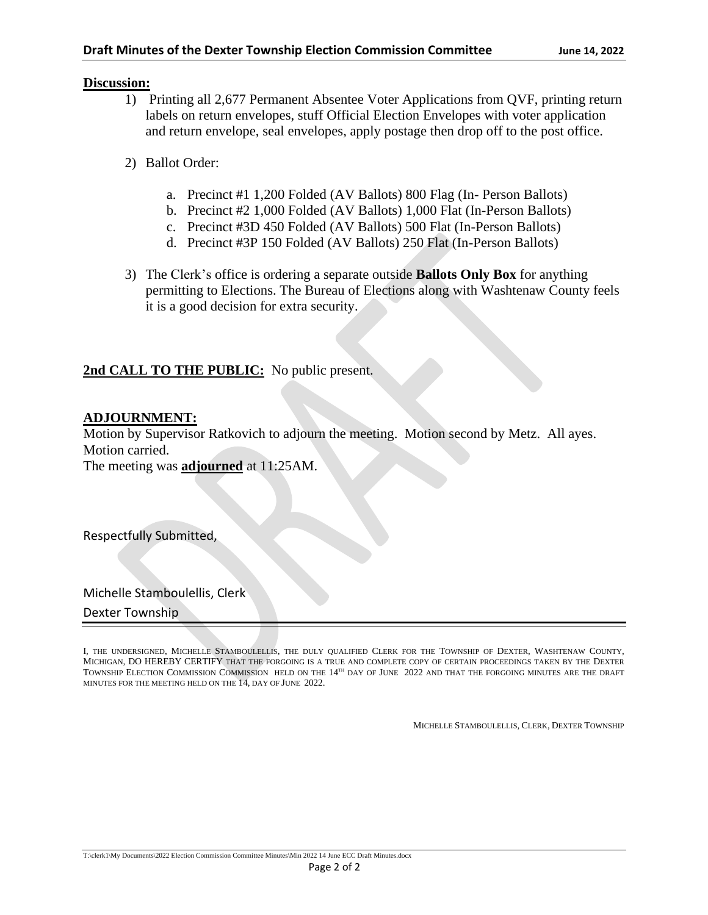**Discussion:**

1) Printing all 2,677 Permanent Absentee Voter Applications from QVF, printing return labels on return envelopes, stuff Official Election Envelopes with voter application and return envelope, seal envelopes, apply postage then drop off to the post office.

2) Ballot Order:

   a. Precinct #1 1,200 Folded (AV Ballots) 800 Flag (In- Person Ballots)
   b. Precinct #2 1,000 Folded (AV Ballots) 1,000 Flat (In-Person Ballots)
   c. Precinct #3D 450 Folded (AV Ballots) 500 Flat (In-Person Ballots)
   d. Precinct #3P 150 Folded (AV Ballots) 250 Flat (In-Person Ballots)

3) The Clerk's office is ordering a separate outside **Ballots Only Box** for anything permitting to Elections. The Bureau of Elections along with Washtenaw County feels it is a good decision for extra security.

**2nd CALL TO THE PUBLIC:** No public present.

**ADJOURNMENT:**

Motion by Supervisor Ratkovich to adjourn the meeting. Motion second by Metz. All ayes. Motion carried.

The meeting was **adjourned** at 11:25AM.

Respectfully Submitted,

Michelle Stamboulellis, Clerk
Dexter Township

I, THE UNDERSIGNED, MICHELLE STAMBOULELLIS, THE DULY QUALIFIED CLERK FOR THE TOWNSHIP OF DEXTER, WASHTENAW COUNTY, MICHIGAN, DO HEREBY CERTIFY THAT THE FORGOING IS A TRUE AND COMPLETE COPY OF CERTAIN PROCEEDINGS TAKEN BY THE DEXTER TOWNSHIP ELECTION COMMISSION COMMISSION HELD ON THE 14TH DAY OF JUNE 2022 AND THAT THE FORGOING MINUTES ARE THE DRAFT MINUTES FOR THE MEETING HELD ON THE 14, DAY OF JUNE 2022.

MICHELLE STAMBOULELLIS, CLERK, DEXTER TOWNSHIP

T:\clerk1\My Documents\2022 Election Commission Committee Minutes\Min 2022 14 June ECC Draft Minutes.docx